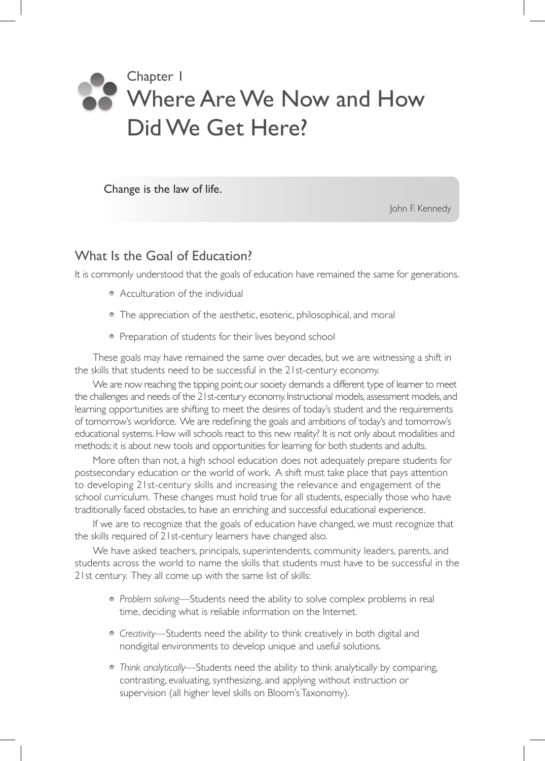Chapter 1

# Where Are We Now and How Did We Get Here?

> Change is the law of life.
>
> John F. Kennedy

## What Is the Goal of Education?

It is commonly understood that the goals of education have remained the same for generations.

- Acculturation of the individual
- The appreciation of the aesthetic, esoteric, philosophical, and moral
- Preparation of students for their lives beyond school

These goals may have remained the same over decades, but we are witnessing a shift in the skills that students need to be successful in the 21st-century economy.

We are now reaching the tipping point; our society demands a different type of learner to meet the challenges and needs of the 21st-century economy. Instructional models, assessment models, and learning opportunities are shifting to meet the desires of today's student and the requirements of tomorrow's workforce. We are redefining the goals and ambitions of today's and tomorrow's educational systems. How will schools react to this new reality? It is not only about modalities and methods; it is about new tools and opportunities for learning for both students and adults.

More often than not, a high school education does not adequately prepare students for postsecondary education or the world of work. A shift must take place that pays attention to developing 21st-century skills and increasing the relevance and engagement of the school curriculum. These changes must hold true for all students, especially those who have traditionally faced obstacles, to have an enriching and successful educational experience.

If we are to recognize that the goals of education have changed, we must recognize that the skills required of 21st-century learners have changed also.

We have asked teachers, principals, superintendents, community leaders, parents, and students across the world to name the skills that students must have to be successful in the 21st century. They all come up with the same list of skills:

- *Problem solving*—Students need the ability to solve complex problems in real time, deciding what is reliable information on the Internet.
- *Creativity*—Students need the ability to think creatively in both digital and nondigital environments to develop unique and useful solutions.
- *Think analytically*—Students need the ability to think analytically by comparing, contrasting, evaluating, synthesizing, and applying without instruction or supervision (all higher level skills on Bloom's Taxonomy).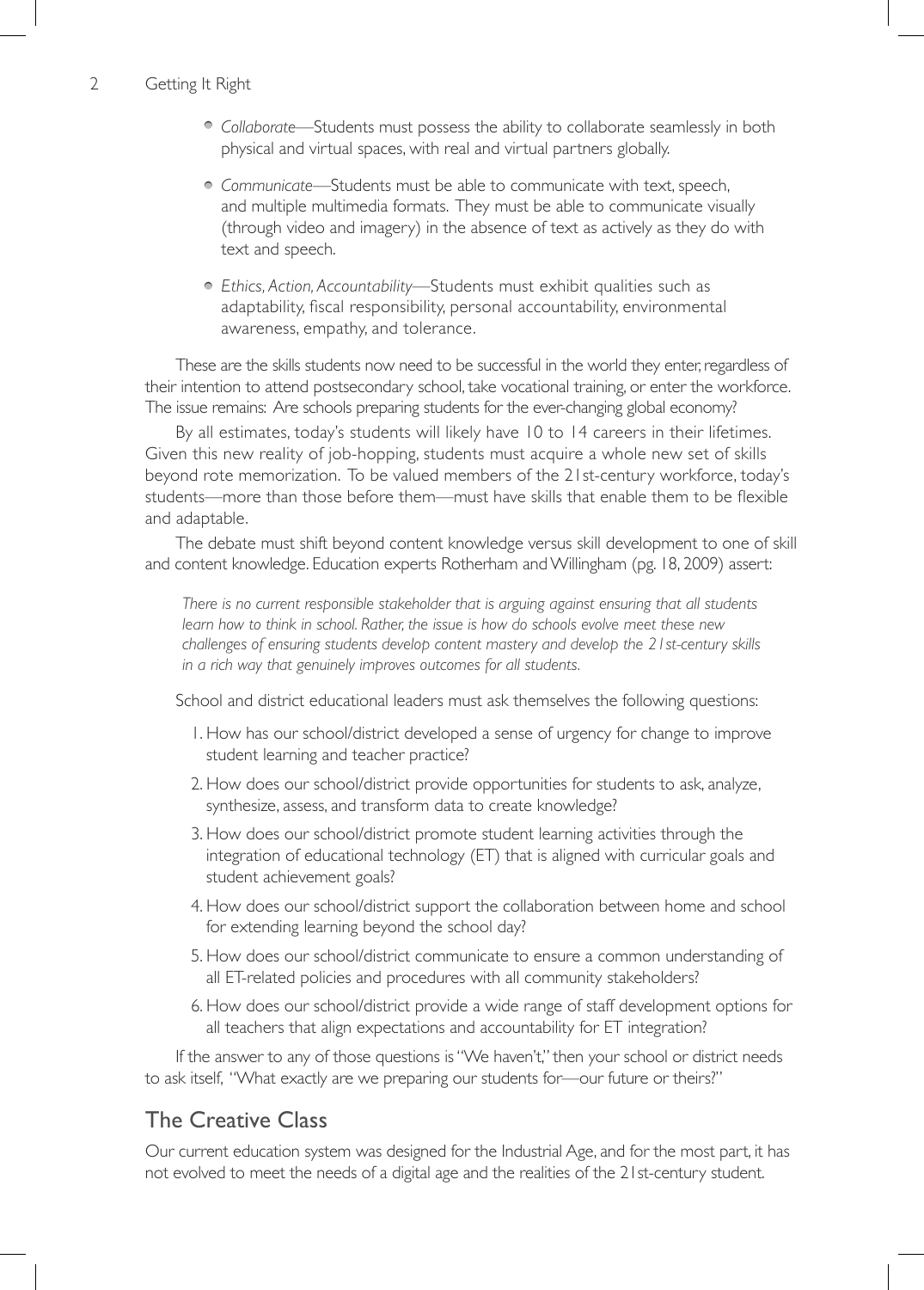- *Collaborate*—Students must possess the ability to collaborate seamlessly in both physical and virtual spaces, with real and virtual partners globally.
- *Communicate*—Students must be able to communicate with text, speech, and multiple multimedia formats. They must be able to communicate visually (through video and imagery) in the absence of text as actively as they do with text and speech.
- *Ethics, Action, Accountability*—Students must exhibit qualities such as adaptability, fiscal responsibility, personal accountability, environmental awareness, empathy, and tolerance.

These are the skills students now need to be successful in the world they enter, regardless of their intention to attend postsecondary school, take vocational training, or enter the workforce. The issue remains: Are schools preparing students for the ever-changing global economy?

By all estimates, today's students will likely have 10 to 14 careers in their lifetimes. Given this new reality of job-hopping, students must acquire a whole new set of skills beyond rote memorization. To be valued members of the 21st-century workforce, today's students—more than those before them—must have skills that enable them to be flexible and adaptable.

The debate must shift beyond content knowledge versus skill development to one of skill and content knowledge. Education experts Rotherham and Willingham (pg. 18, 2009) assert:

> *There is no current responsible stakeholder that is arguing against ensuring that all students learn how to think in school. Rather, the issue is how do schools evolve meet these new challenges of ensuring students develop content mastery and develop the 21st-century skills in a rich way that genuinely improves outcomes for all students.*

School and district educational leaders must ask themselves the following questions:

1. How has our school/district developed a sense of urgency for change to improve student learning and teacher practice?
2. How does our school/district provide opportunities for students to ask, analyze, synthesize, assess, and transform data to create knowledge?
3. How does our school/district promote student learning activities through the integration of educational technology (ET) that is aligned with curricular goals and student achievement goals?
4. How does our school/district support the collaboration between home and school for extending learning beyond the school day?
5. How does our school/district communicate to ensure a common understanding of all ET-related policies and procedures with all community stakeholders?
6. How does our school/district provide a wide range of staff development options for all teachers that align expectations and accountability for ET integration?

If the answer to any of those questions is "We haven't," then your school or district needs to ask itself, "What exactly are we preparing our students for—our future or theirs?"

## The Creative Class

Our current education system was designed for the Industrial Age, and for the most part, it has not evolved to meet the needs of a digital age and the realities of the 21st-century student.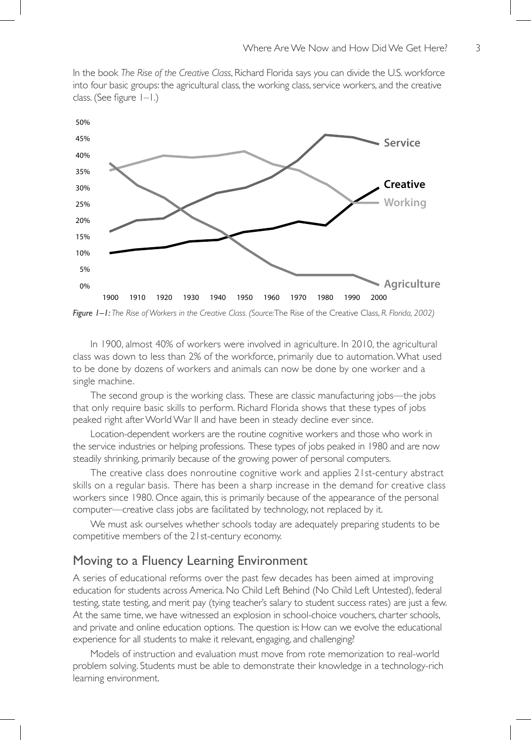In the book *The Rise of the Creative Class*, Richard Florida says you can divide the U.S. workforce into four basic groups: the agricultural class, the working class, service workers, and the creative class. (See figure 1–1.)

*Figure 1–1: The Rise of Workers in the Creative Class. (Source:* The Rise of the Creative Class, *R. Florida, 2002)*

In 1900, almost 40% of workers were involved in agriculture. In 2010, the agricultural class was down to less than 2% of the workforce, primarily due to automation. What used to be done by dozens of workers and animals can now be done by one worker and a single machine.

The second group is the working class. These are classic manufacturing jobs—the jobs that only require basic skills to perform. Richard Florida shows that these types of jobs peaked right after World War II and have been in steady decline ever since.

Location-dependent workers are the routine cognitive workers and those who work in the service industries or helping professions. These types of jobs peaked in 1980 and are now steadily shrinking, primarily because of the growing power of personal computers.

The creative class does nonroutine cognitive work and applies 21st-century abstract skills on a regular basis. There has been a sharp increase in the demand for creative class workers since 1980. Once again, this is primarily because of the appearance of the personal computer—creative class jobs are facilitated by technology, not replaced by it.

We must ask ourselves whether schools today are adequately preparing students to be competitive members of the 21st-century economy.

## Moving to a Fluency Learning Environment

A series of educational reforms over the past few decades has been aimed at improving education for students across America. No Child Left Behind (No Child Left Untested), federal testing, state testing, and merit pay (tying teacher's salary to student success rates) are just a few. At the same time, we have witnessed an explosion in school-choice vouchers, charter schools, and private and online education options. The question is: How can we evolve the educational experience for all students to make it relevant, engaging, and challenging?

Models of instruction and evaluation must move from rote memorization to real-world problem solving. Students must be able to demonstrate their knowledge in a technology-rich learning environment.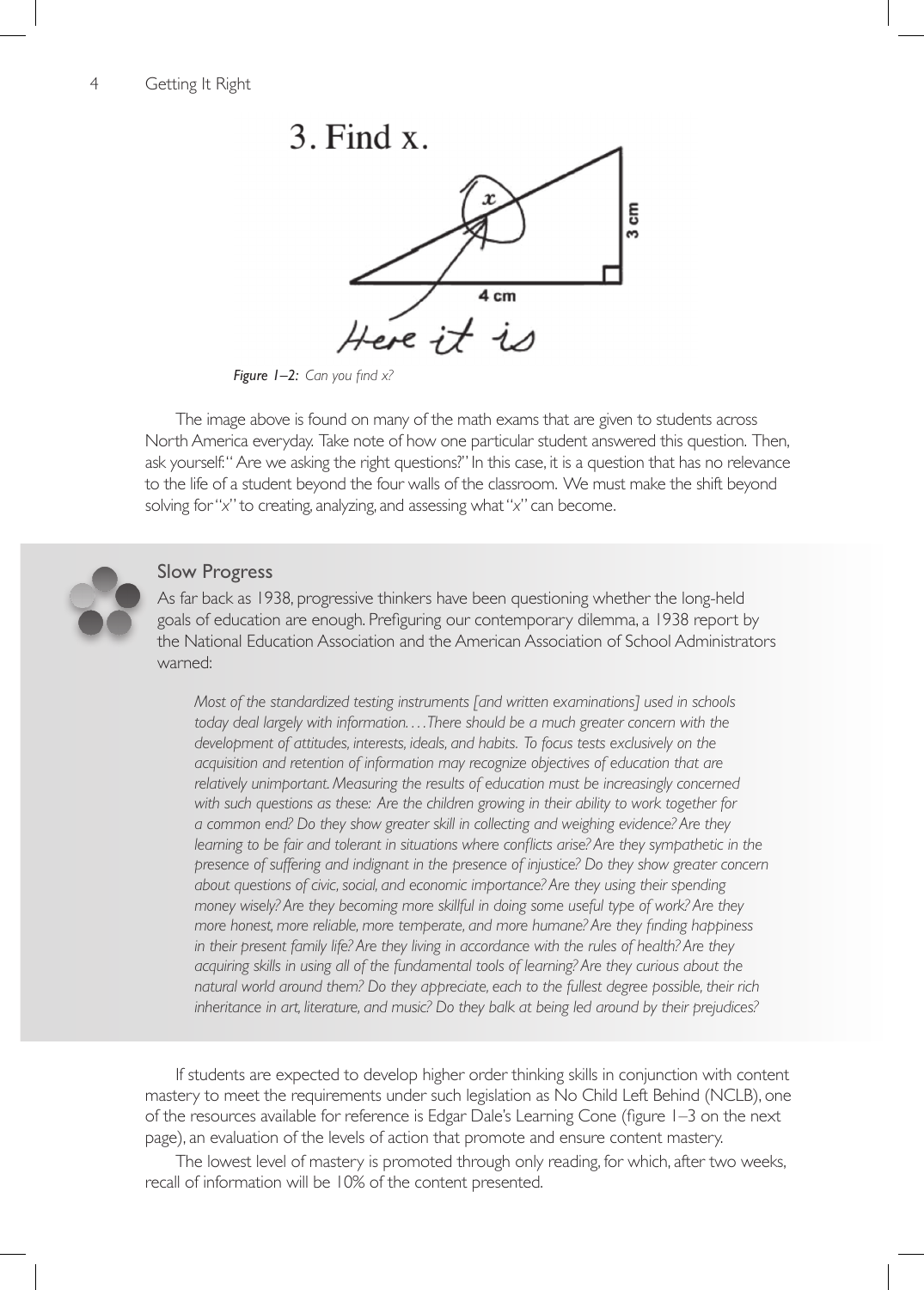3. Find x.

Here it is

*Figure 1–2: Can you find x?*

The image above is found on many of the math exams that are given to students across North America everyday. Take note of how one particular student answered this question. Then, ask yourself: "Are we asking the right questions?" In this case, it is a question that has no relevance to the life of a student beyond the four walls of the classroom. We must make the shift beyond solving for "*x*" to creating, analyzing, and assessing what "*x*" can become.

### Slow Progress

As far back as 1938, progressive thinkers have been questioning whether the long-held goals of education are enough. Prefiguring our contemporary dilemma, a 1938 report by the National Education Association and the American Association of School Administrators warned:

> *Most of the standardized testing instruments [and written examinations] used in schools today deal largely with information. . . . There should be a much greater concern with the development of attitudes, interests, ideals, and habits. To focus tests exclusively on the acquisition and retention of information may recognize objectives of education that are relatively unimportant. Measuring the results of education must be increasingly concerned with such questions as these: Are the children growing in their ability to work together for a common end? Do they show greater skill in collecting and weighing evidence? Are they learning to be fair and tolerant in situations where conflicts arise? Are they sympathetic in the presence of suffering and indignant in the presence of injustice? Do they show greater concern about questions of civic, social, and economic importance? Are they using their spending money wisely? Are they becoming more skillful in doing some useful type of work? Are they more honest, more reliable, more temperate, and more humane? Are they finding happiness in their present family life? Are they living in accordance with the rules of health? Are they acquiring skills in using all of the fundamental tools of learning? Are they curious about the natural world around them? Do they appreciate, each to the fullest degree possible, their rich inheritance in art, literature, and music? Do they balk at being led around by their prejudices?*

If students are expected to develop higher order thinking skills in conjunction with content mastery to meet the requirements under such legislation as No Child Left Behind (NCLB), one of the resources available for reference is Edgar Dale's Learning Cone (figure 1–3 on the next page), an evaluation of the levels of action that promote and ensure content mastery.

The lowest level of mastery is promoted through only reading, for which, after two weeks, recall of information will be 10% of the content presented.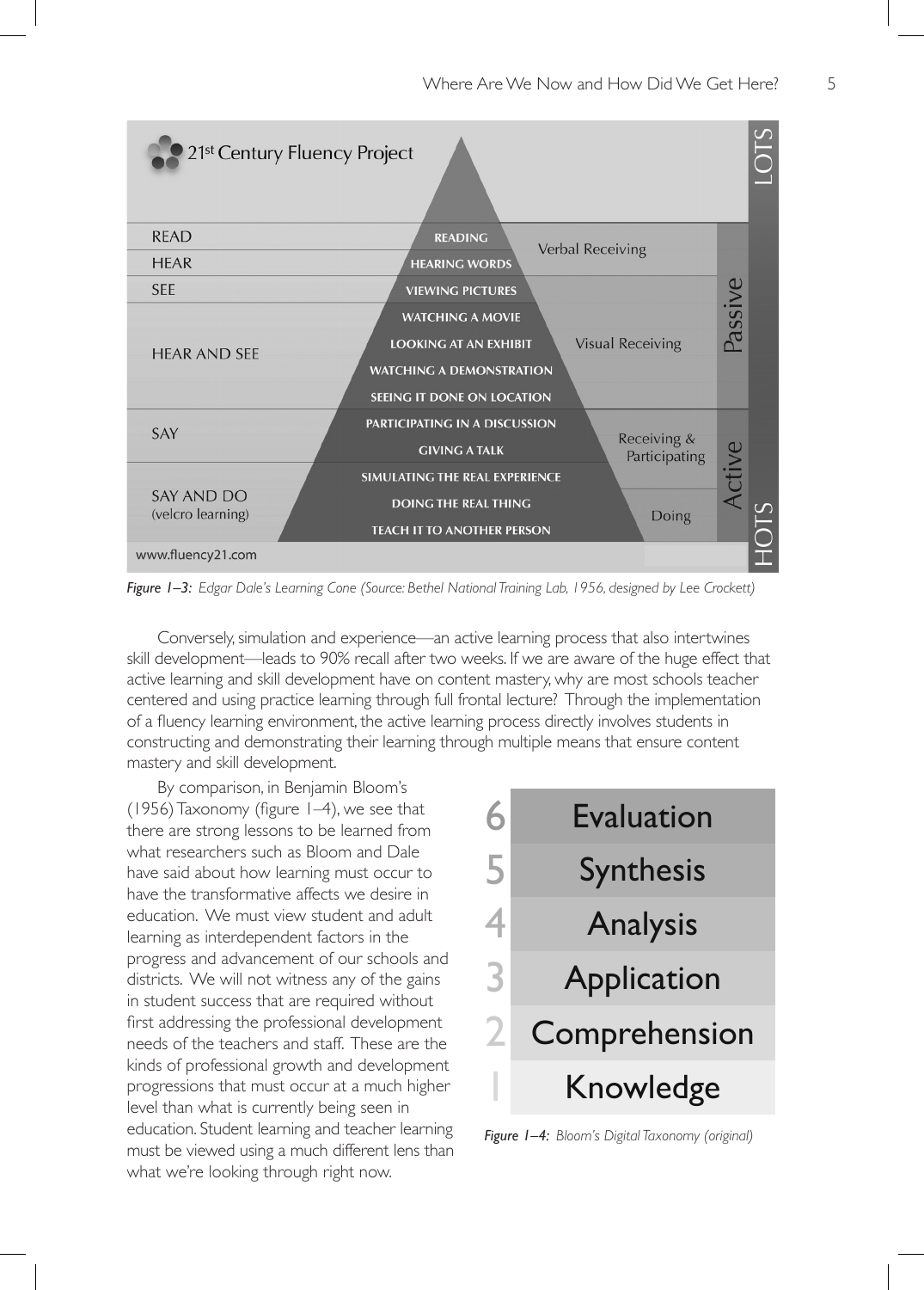| | | | | |
|---|---|---|---|---|
| 21st Century Fluency Project | | | | LOTS |
| READ | READING | Verbal Receiving | Passive | |
| HEAR | HEARING WORDS | | | |
| SEE | VIEWING PICTURES | Visual Receiving | | |
| HEAR AND SEE | WATCHING A MOVIE | | | |
| | LOOKING AT AN EXHIBIT | | | |
| | WATCHING A DEMONSTRATION | | | |
| | SEEING IT DONE ON LOCATION | | | |
| SAY | PARTICIPATING IN A DISCUSSION | Receiving & Participating | Active | |
| | GIVING A TALK | | | |
| SAY AND DO (velcro learning) | SIMULATING THE REAL EXPERIENCE | Doing | | |
| | DOING THE REAL THING | | | |
| | TEACH IT TO ANOTHER PERSON | | | HOTS |
| www.fluency21.com | | | | |

*Figure 1–3: Edgar Dale's Learning Cone (Source: Bethel National Training Lab, 1956, designed by Lee Crockett)*

Conversely, simulation and experience—an active learning process that also intertwines skill development—leads to 90% recall after two weeks. If we are aware of the huge effect that active learning and skill development have on content mastery, why are most schools teacher centered and using practice learning through full frontal lecture? Through the implementation of a fluency learning environment, the active learning process directly involves students in constructing and demonstrating their learning through multiple means that ensure content mastery and skill development.

By comparison, in Benjamin Bloom's (1956) Taxonomy (figure 1–4), we see that there are strong lessons to be learned from what researchers such as Bloom and Dale have said about how learning must occur to have the transformative affects we desire in education. We must view student and adult learning as interdependent factors in the progress and advancement of our schools and districts. We will not witness any of the gains in student success that are required without first addressing the professional development needs of the teachers and staff. These are the kinds of professional growth and development progressions that must occur at a much higher level than what is currently being seen in education. Student learning and teacher learning must be viewed using a much different lens than what we're looking through right now.

| | |
|---|---|
| 6 | Evaluation |
| 5 | Synthesis |
| 4 | Analysis |
| 3 | Application |
| 2 | Comprehension |
| 1 | Knowledge |

*Figure 1–4: Bloom's Digital Taxonomy (original)*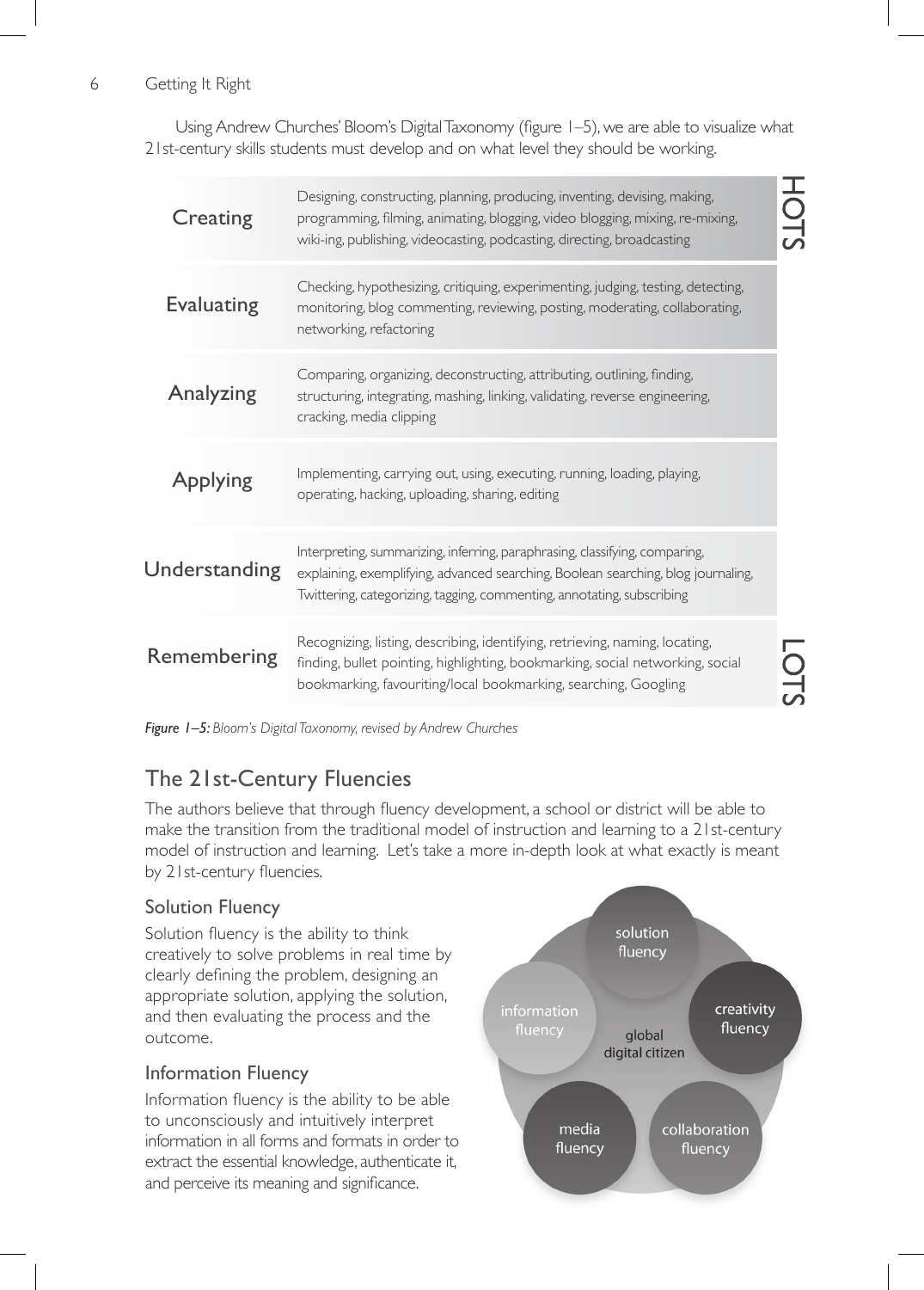Using Andrew Churches' Bloom's Digital Taxonomy (figure 1–5), we are able to visualize what 21st-century skills students must develop and on what level they should be working.

| Level | Skills | |
| --- | --- | --- |
| Creating | Designing, constructing, planning, producing, inventing, devising, making, programming, filming, animating, blogging, video blogging, mixing, re-mixing, wiki-ing, publishing, videocasting, podcasting, directing, broadcasting | HOTS |
| Evaluating | Checking, hypothesizing, critiquing, experimenting, judging, testing, detecting, monitoring, blog commenting, reviewing, posting, moderating, collaborating, networking, refactoring | |
| Analyzing | Comparing, organizing, deconstructing, attributing, outlining, finding, structuring, integrating, mashing, linking, validating, reverse engineering, cracking, media clipping | |
| Applying | Implementing, carrying out, using, executing, running, loading, playing, operating, hacking, uploading, sharing, editing | |
| Understanding | Interpreting, summarizing, inferring, paraphrasing, classifying, comparing, explaining, exemplifying, advanced searching, Boolean searching, blog journaling, Twittering, categorizing, tagging, commenting, annotating, subscribing | |
| Remembering | Recognizing, listing, describing, identifying, retrieving, naming, locating, finding, bullet pointing, highlighting, bookmarking, social networking, social bookmarking, favouriting/local bookmarking, searching, Googling | LOTS |

***Figure 1–5:*** *Bloom's Digital Taxonomy, revised by Andrew Churches*

## The 21st-Century Fluencies

The authors believe that through fluency development, a school or district will be able to make the transition from the traditional model of instruction and learning to a 21st-century model of instruction and learning. Let's take a more in-depth look at what exactly is meant by 21st-century fluencies.

### Solution Fluency

Solution fluency is the ability to think creatively to solve problems in real time by clearly defining the problem, designing an appropriate solution, applying the solution, and then evaluating the process and the outcome.

### Information Fluency

Information fluency is the ability to be able to unconsciously and intuitively interpret information in all forms and formats in order to extract the essential knowledge, authenticate it, and perceive its meaning and significance.

solution fluency

information fluency

creativity fluency

global digital citizen

media fluency

collaboration fluency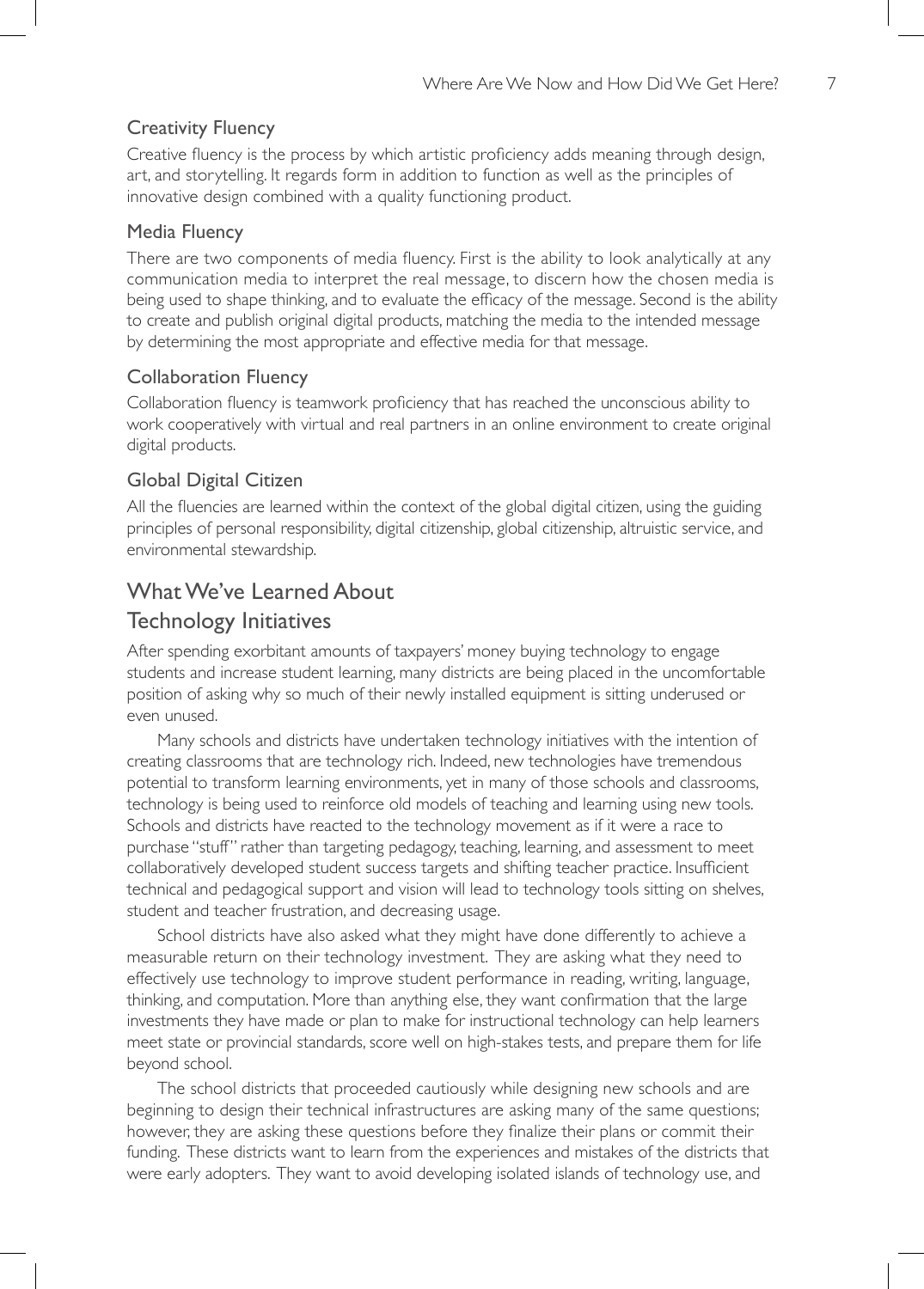### Creativity Fluency

Creative fluency is the process by which artistic proficiency adds meaning through design, art, and storytelling. It regards form in addition to function as well as the principles of innovative design combined with a quality functioning product.

### Media Fluency

There are two components of media fluency. First is the ability to look analytically at any communication media to interpret the real message, to discern how the chosen media is being used to shape thinking, and to evaluate the efficacy of the message. Second is the ability to create and publish original digital products, matching the media to the intended message by determining the most appropriate and effective media for that message.

### Collaboration Fluency

Collaboration fluency is teamwork proficiency that has reached the unconscious ability to work cooperatively with virtual and real partners in an online environment to create original digital products.

### Global Digital Citizen

All the fluencies are learned within the context of the global digital citizen, using the guiding principles of personal responsibility, digital citizenship, global citizenship, altruistic service, and environmental stewardship.

## What We've Learned About Technology Initiatives

After spending exorbitant amounts of taxpayers' money buying technology to engage students and increase student learning, many districts are being placed in the uncomfortable position of asking why so much of their newly installed equipment is sitting underused or even unused.

Many schools and districts have undertaken technology initiatives with the intention of creating classrooms that are technology rich. Indeed, new technologies have tremendous potential to transform learning environments, yet in many of those schools and classrooms, technology is being used to reinforce old models of teaching and learning using new tools. Schools and districts have reacted to the technology movement as if it were a race to purchase "stuff" rather than targeting pedagogy, teaching, learning, and assessment to meet collaboratively developed student success targets and shifting teacher practice. Insufficient technical and pedagogical support and vision will lead to technology tools sitting on shelves, student and teacher frustration, and decreasing usage.

School districts have also asked what they might have done differently to achieve a measurable return on their technology investment. They are asking what they need to effectively use technology to improve student performance in reading, writing, language, thinking, and computation. More than anything else, they want confirmation that the large investments they have made or plan to make for instructional technology can help learners meet state or provincial standards, score well on high-stakes tests, and prepare them for life beyond school.

The school districts that proceeded cautiously while designing new schools and are beginning to design their technical infrastructures are asking many of the same questions; however, they are asking these questions before they finalize their plans or commit their funding. These districts want to learn from the experiences and mistakes of the districts that were early adopters. They want to avoid developing isolated islands of technology use, and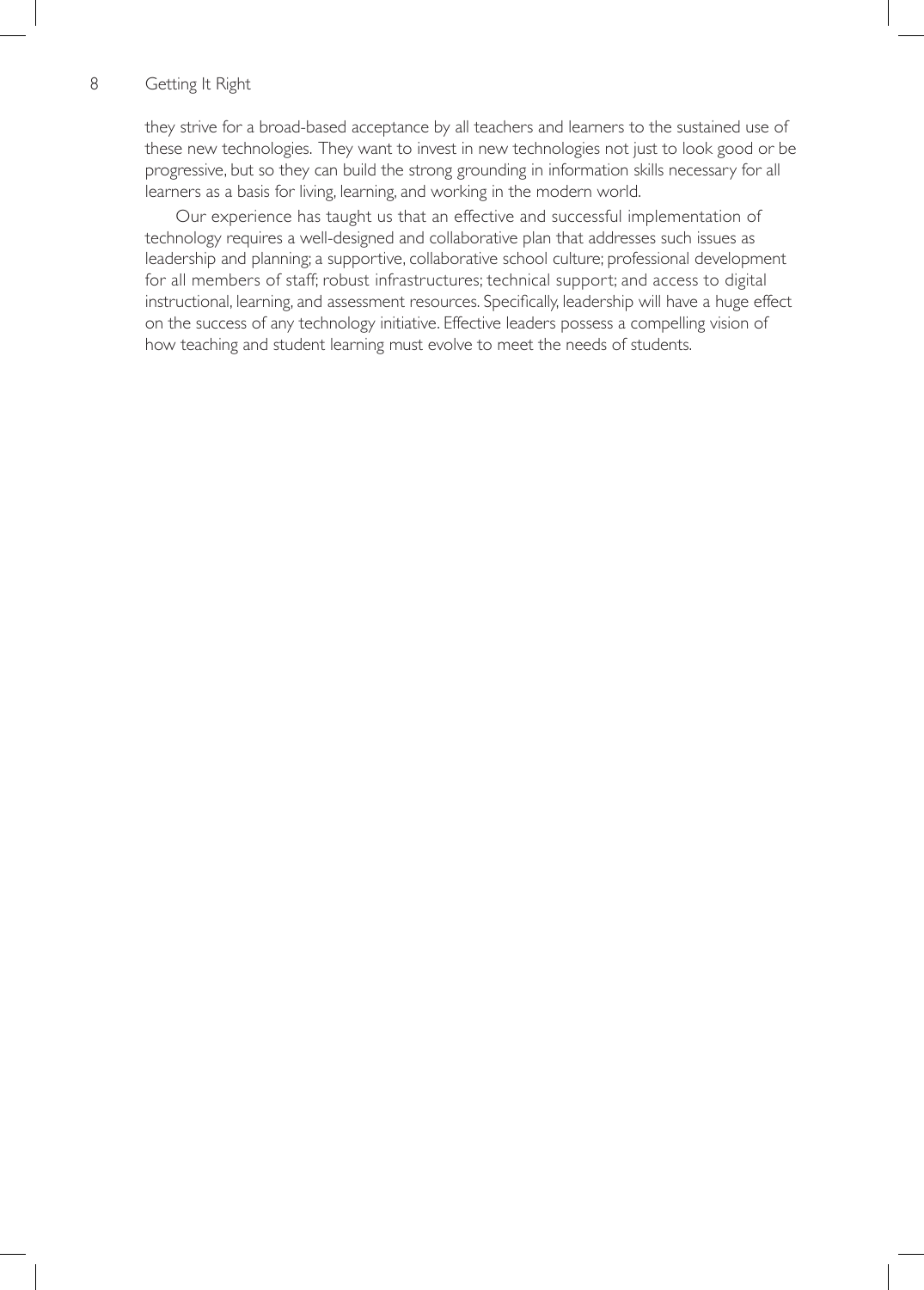they strive for a broad-based acceptance by all teachers and learners to the sustained use of these new technologies. They want to invest in new technologies not just to look good or be progressive, but so they can build the strong grounding in information skills necessary for all learners as a basis for living, learning, and working in the modern world.

Our experience has taught us that an effective and successful implementation of technology requires a well-designed and collaborative plan that addresses such issues as leadership and planning; a supportive, collaborative school culture; professional development for all members of staff; robust infrastructures; technical support; and access to digital instructional, learning, and assessment resources. Specifically, leadership will have a huge effect on the success of any technology initiative. Effective leaders possess a compelling vision of how teaching and student learning must evolve to meet the needs of students.